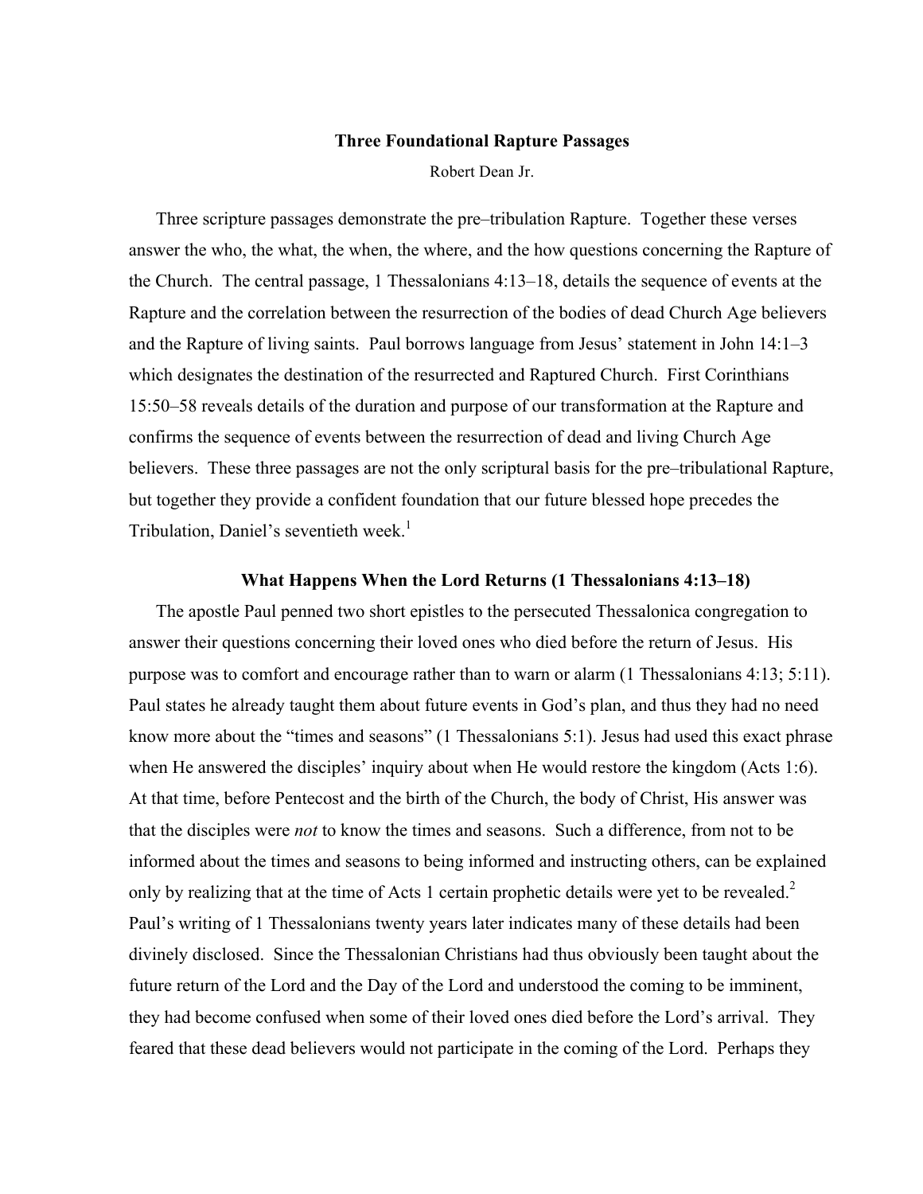# Three Foundational Rapture Passages

Robert Dean Jr.

Three scripture passages demonstrate the pre–tribulation Rapture. Together these verses answer the who, the what, the when, the where, and the how questions concerning the Rapture of the Church. The central passage, 1 Thessalonians 4:13–18, details the sequence of events at the Rapture and the correlation between the resurrection of the bodies of dead Church Age believers and the Rapture of living saints. Paul borrows language from Jesus' statement in John 14:1–3 which designates the destination of the resurrected and Raptured Church. First Corinthians 15:50–58 reveals details of the duration and purpose of our transformation at the Rapture and confirms the sequence of events between the resurrection of dead and living Church Age believers. These three passages are not the only scriptural basis for the pre–tribulational Rapture, but together they provide a confident foundation that our future blessed hope precedes the Tribulation, Daniel's seventieth week.[1]

## What Happens When the Lord Returns (1 Thessalonians 4:13–18)

The apostle Paul penned two short epistles to the persecuted Thessalonica congregation to answer their questions concerning their loved ones who died before the return of Jesus. His purpose was to comfort and encourage rather than to warn or alarm (1 Thessalonians 4:13; 5:11). Paul states he already taught them about future events in God's plan, and thus they had no need know more about the "times and seasons" (1 Thessalonians 5:1). Jesus had used this exact phrase when He answered the disciples' inquiry about when He would restore the kingdom (Acts 1:6). At that time, before Pentecost and the birth of the Church, the body of Christ, His answer was that the disciples were *not* to know the times and seasons. Such a difference, from not to be informed about the times and seasons to being informed and instructing others, can be explained only by realizing that at the time of Acts 1 certain prophetic details were yet to be revealed.[2] Paul's writing of 1 Thessalonians twenty years later indicates many of these details had been divinely disclosed. Since the Thessalonian Christians had thus obviously been taught about the future return of the Lord and the Day of the Lord and understood the coming to be imminent, they had become confused when some of their loved ones died before the Lord's arrival. They feared that these dead believers would not participate in the coming of the Lord. Perhaps they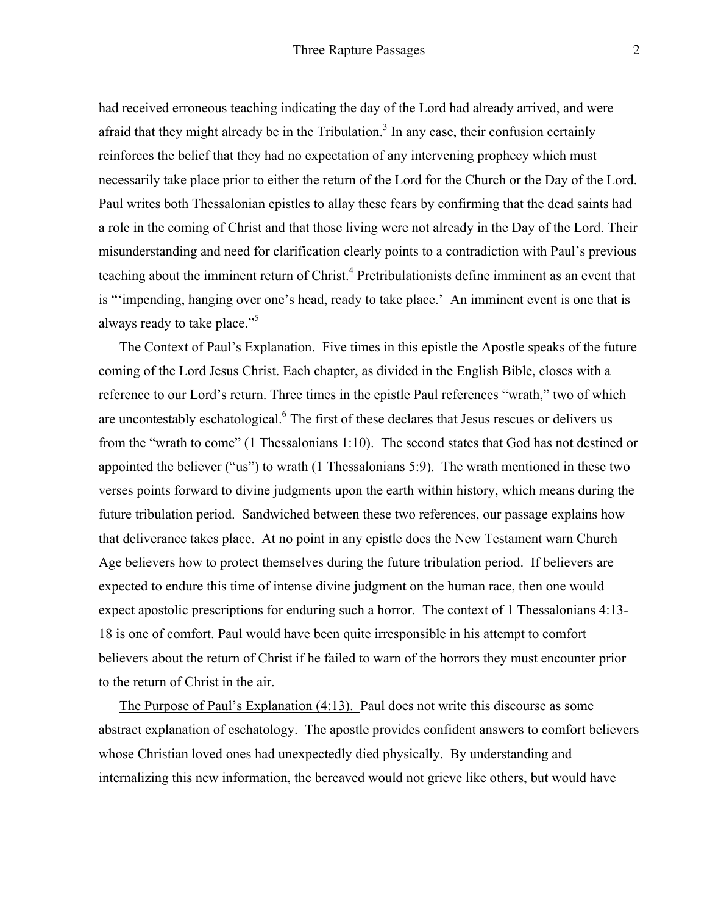had received erroneous teaching indicating the day of the Lord had already arrived, and were afraid that they might already be in the Tribulation.[3] In any case, their confusion certainly reinforces the belief that they had no expectation of any intervening prophecy which must necessarily take place prior to either the return of the Lord for the Church or the Day of the Lord. Paul writes both Thessalonian epistles to allay these fears by confirming that the dead saints had a role in the coming of Christ and that those living were not already in the Day of the Lord. Their misunderstanding and need for clarification clearly points to a contradiction with Paul's previous teaching about the imminent return of Christ.[4] Pretribulationists define imminent as an event that is "'impending, hanging over one's head, ready to take place.' An imminent event is one that is always ready to take place."[5]

<u>The Context of Paul's Explanation.</u> Five times in this epistle the Apostle speaks of the future coming of the Lord Jesus Christ. Each chapter, as divided in the English Bible, closes with a reference to our Lord's return. Three times in the epistle Paul references "wrath," two of which are uncontestably eschatological.[6] The first of these declares that Jesus rescues or delivers us from the "wrath to come" (1 Thessalonians 1:10). The second states that God has not destined or appointed the believer ("us") to wrath (1 Thessalonians 5:9). The wrath mentioned in these two verses points forward to divine judgments upon the earth within history, which means during the future tribulation period. Sandwiched between these two references, our passage explains how that deliverance takes place. At no point in any epistle does the New Testament warn Church Age believers how to protect themselves during the future tribulation period. If believers are expected to endure this time of intense divine judgment on the human race, then one would expect apostolic prescriptions for enduring such a horror. The context of 1 Thessalonians 4:13-18 is one of comfort. Paul would have been quite irresponsible in his attempt to comfort believers about the return of Christ if he failed to warn of the horrors they must encounter prior to the return of Christ in the air.

<u>The Purpose of Paul's Explanation (4:13).</u> Paul does not write this discourse as some abstract explanation of eschatology. The apostle provides confident answers to comfort believers whose Christian loved ones had unexpectedly died physically. By understanding and internalizing this new information, the bereaved would not grieve like others, but would have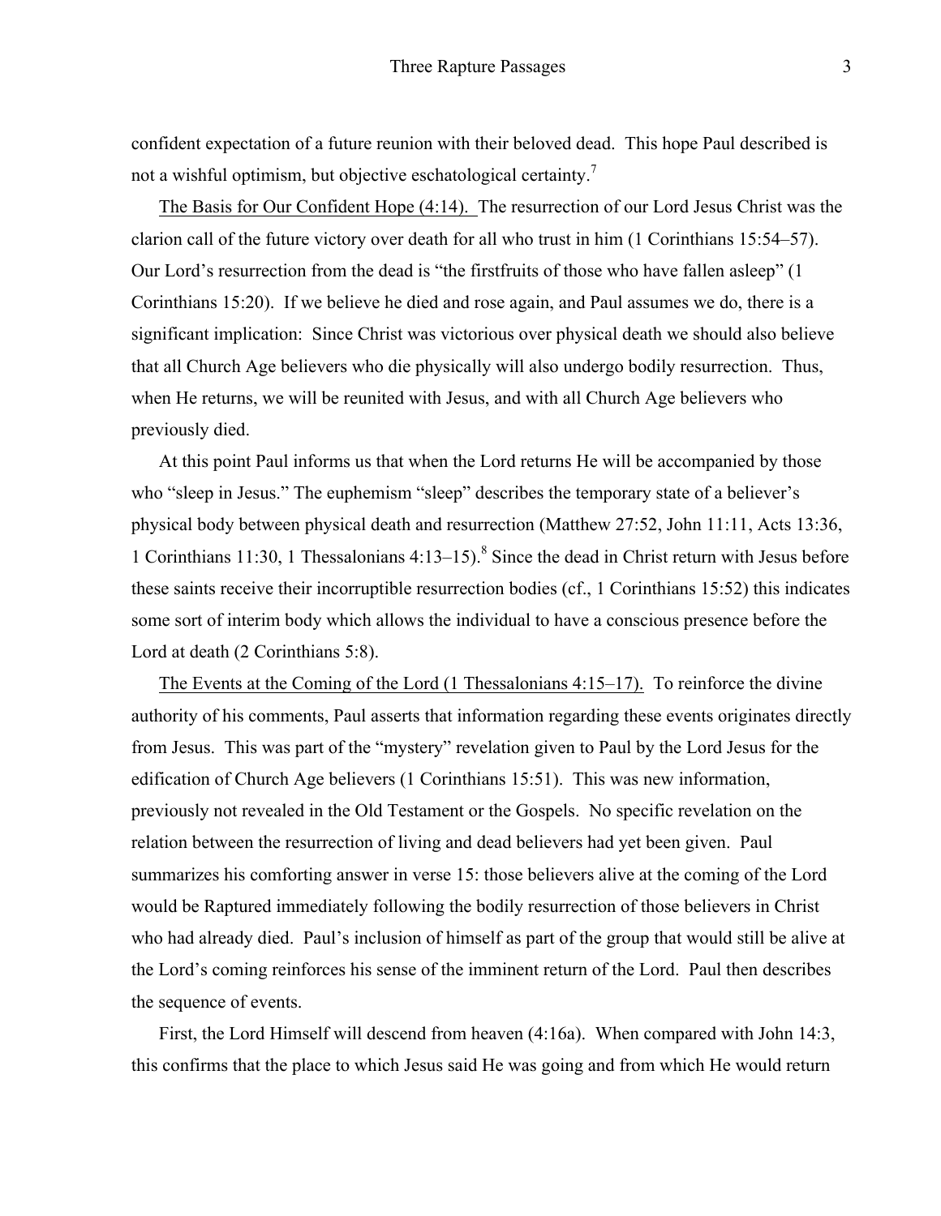confident expectation of a future reunion with their beloved dead. This hope Paul described is not a wishful optimism, but objective eschatological certainty.[7]

<u>The Basis for Our Confident Hope (4:14).</u> The resurrection of our Lord Jesus Christ was the clarion call of the future victory over death for all who trust in him (1 Corinthians 15:54–57). Our Lord's resurrection from the dead is "the firstfruits of those who have fallen asleep" (1 Corinthians 15:20). If we believe he died and rose again, and Paul assumes we do, there is a significant implication: Since Christ was victorious over physical death we should also believe that all Church Age believers who die physically will also undergo bodily resurrection. Thus, when He returns, we will be reunited with Jesus, and with all Church Age believers who previously died.

At this point Paul informs us that when the Lord returns He will be accompanied by those who "sleep in Jesus." The euphemism "sleep" describes the temporary state of a believer's physical body between physical death and resurrection (Matthew 27:52, John 11:11, Acts 13:36, 1 Corinthians 11:30, 1 Thessalonians 4:13–15).[8] Since the dead in Christ return with Jesus before these saints receive their incorruptible resurrection bodies (cf., 1 Corinthians 15:52) this indicates some sort of interim body which allows the individual to have a conscious presence before the Lord at death (2 Corinthians 5:8).

<u>The Events at the Coming of the Lord (1 Thessalonians 4:15–17).</u> To reinforce the divine authority of his comments, Paul asserts that information regarding these events originates directly from Jesus. This was part of the "mystery" revelation given to Paul by the Lord Jesus for the edification of Church Age believers (1 Corinthians 15:51). This was new information, previously not revealed in the Old Testament or the Gospels. No specific revelation on the relation between the resurrection of living and dead believers had yet been given. Paul summarizes his comforting answer in verse 15: those believers alive at the coming of the Lord would be Raptured immediately following the bodily resurrection of those believers in Christ who had already died. Paul's inclusion of himself as part of the group that would still be alive at the Lord's coming reinforces his sense of the imminent return of the Lord. Paul then describes the sequence of events.

First, the Lord Himself will descend from heaven (4:16a). When compared with John 14:3, this confirms that the place to which Jesus said He was going and from which He would return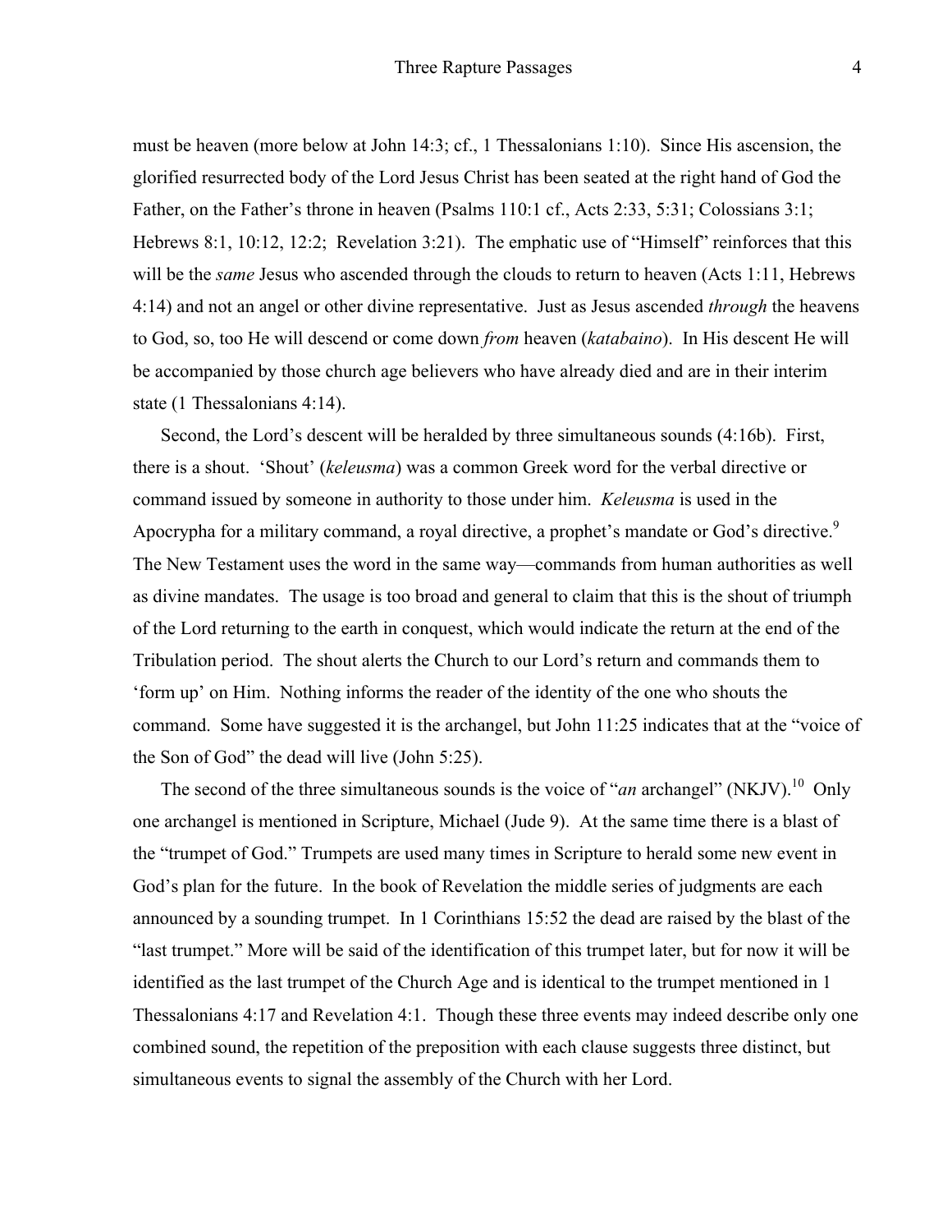must be heaven (more below at John 14:3; cf., 1 Thessalonians 1:10). Since His ascension, the glorified resurrected body of the Lord Jesus Christ has been seated at the right hand of God the Father, on the Father's throne in heaven (Psalms 110:1 cf., Acts 2:33, 5:31; Colossians 3:1; Hebrews 8:1, 10:12, 12:2; Revelation 3:21). The emphatic use of "Himself" reinforces that this will be the *same* Jesus who ascended through the clouds to return to heaven (Acts 1:11, Hebrews 4:14) and not an angel or other divine representative. Just as Jesus ascended *through* the heavens to God, so, too He will descend or come down *from* heaven (*katabaino*). In His descent He will be accompanied by those church age believers who have already died and are in their interim state (1 Thessalonians 4:14).

Second, the Lord's descent will be heralded by three simultaneous sounds (4:16b). First, there is a shout. 'Shout' (*keleusma*) was a common Greek word for the verbal directive or command issued by someone in authority to those under him. *Keleusma* is used in the Apocrypha for a military command, a royal directive, a prophet's mandate or God's directive.[9] The New Testament uses the word in the same way—commands from human authorities as well as divine mandates. The usage is too broad and general to claim that this is the shout of triumph of the Lord returning to the earth in conquest, which would indicate the return at the end of the Tribulation period. The shout alerts the Church to our Lord's return and commands them to 'form up' on Him. Nothing informs the reader of the identity of the one who shouts the command. Some have suggested it is the archangel, but John 11:25 indicates that at the "voice of the Son of God" the dead will live (John 5:25).

The second of the three simultaneous sounds is the voice of "*an* archangel" (NKJV).[10] Only one archangel is mentioned in Scripture, Michael (Jude 9). At the same time there is a blast of the "trumpet of God." Trumpets are used many times in Scripture to herald some new event in God's plan for the future. In the book of Revelation the middle series of judgments are each announced by a sounding trumpet. In 1 Corinthians 15:52 the dead are raised by the blast of the "last trumpet." More will be said of the identification of this trumpet later, but for now it will be identified as the last trumpet of the Church Age and is identical to the trumpet mentioned in 1 Thessalonians 4:17 and Revelation 4:1. Though these three events may indeed describe only one combined sound, the repetition of the preposition with each clause suggests three distinct, but simultaneous events to signal the assembly of the Church with her Lord.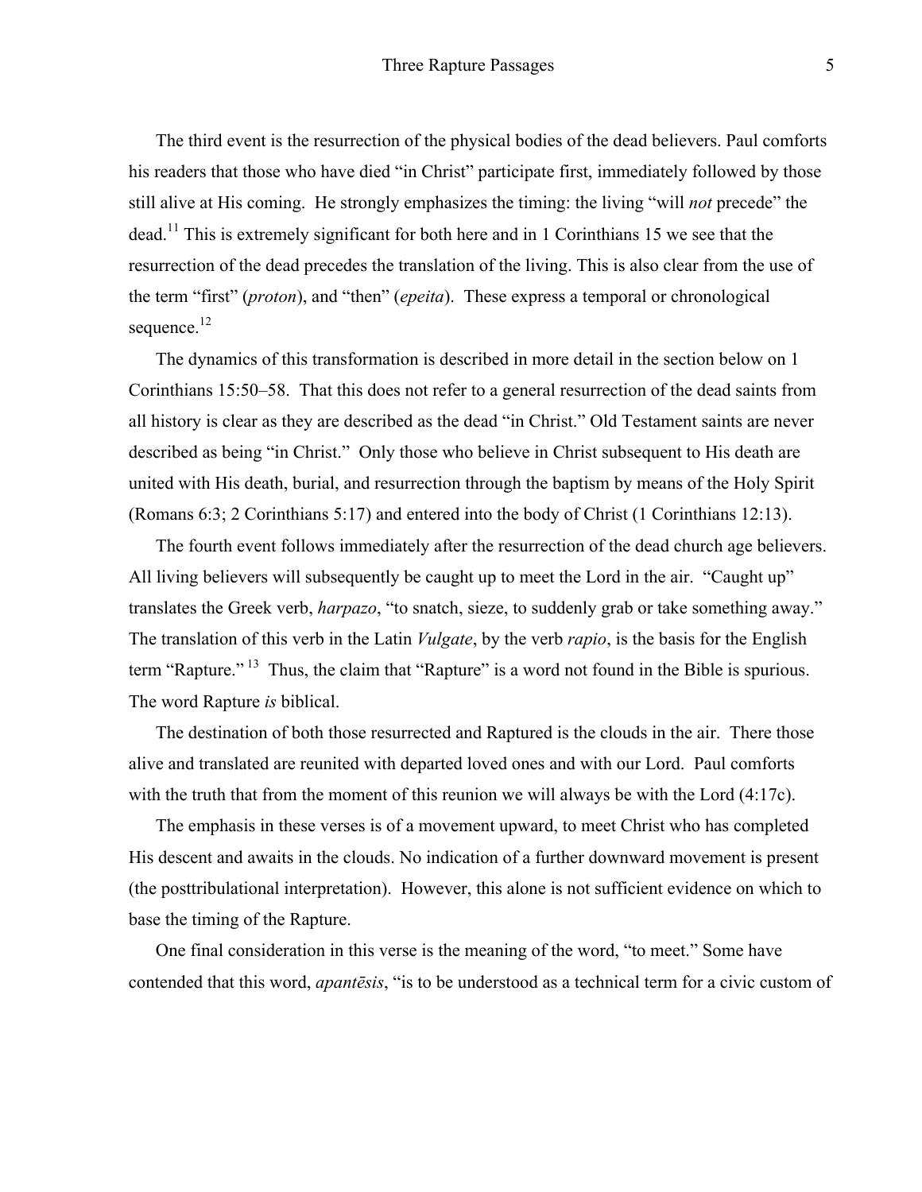The third event is the resurrection of the physical bodies of the dead believers. Paul comforts his readers that those who have died "in Christ" participate first, immediately followed by those still alive at His coming. He strongly emphasizes the timing: the living "will *not* precede" the dead.[11] This is extremely significant for both here and in 1 Corinthians 15 we see that the resurrection of the dead precedes the translation of the living. This is also clear from the use of the term "first" (*proton*), and "then" (*epeita*). These express a temporal or chronological sequence.[12]

The dynamics of this transformation is described in more detail in the section below on 1 Corinthians 15:50–58. That this does not refer to a general resurrection of the dead saints from all history is clear as they are described as the dead "in Christ." Old Testament saints are never described as being "in Christ." Only those who believe in Christ subsequent to His death are united with His death, burial, and resurrection through the baptism by means of the Holy Spirit (Romans 6:3; 2 Corinthians 5:17) and entered into the body of Christ (1 Corinthians 12:13).

The fourth event follows immediately after the resurrection of the dead church age believers. All living believers will subsequently be caught up to meet the Lord in the air. "Caught up" translates the Greek verb, *harpazo*, "to snatch, sieze, to suddenly grab or take something away." The translation of this verb in the Latin *Vulgate*, by the verb *rapio*, is the basis for the English term "Rapture."[13] Thus, the claim that "Rapture" is a word not found in the Bible is spurious. The word Rapture *is* biblical.

The destination of both those resurrected and Raptured is the clouds in the air. There those alive and translated are reunited with departed loved ones and with our Lord. Paul comforts with the truth that from the moment of this reunion we will always be with the Lord (4:17c).

The emphasis in these verses is of a movement upward, to meet Christ who has completed His descent and awaits in the clouds. No indication of a further downward movement is present (the posttribulational interpretation). However, this alone is not sufficient evidence on which to base the timing of the Rapture.

One final consideration in this verse is the meaning of the word, "to meet." Some have contended that this word, *apantēsis*, "is to be understood as a technical term for a civic custom of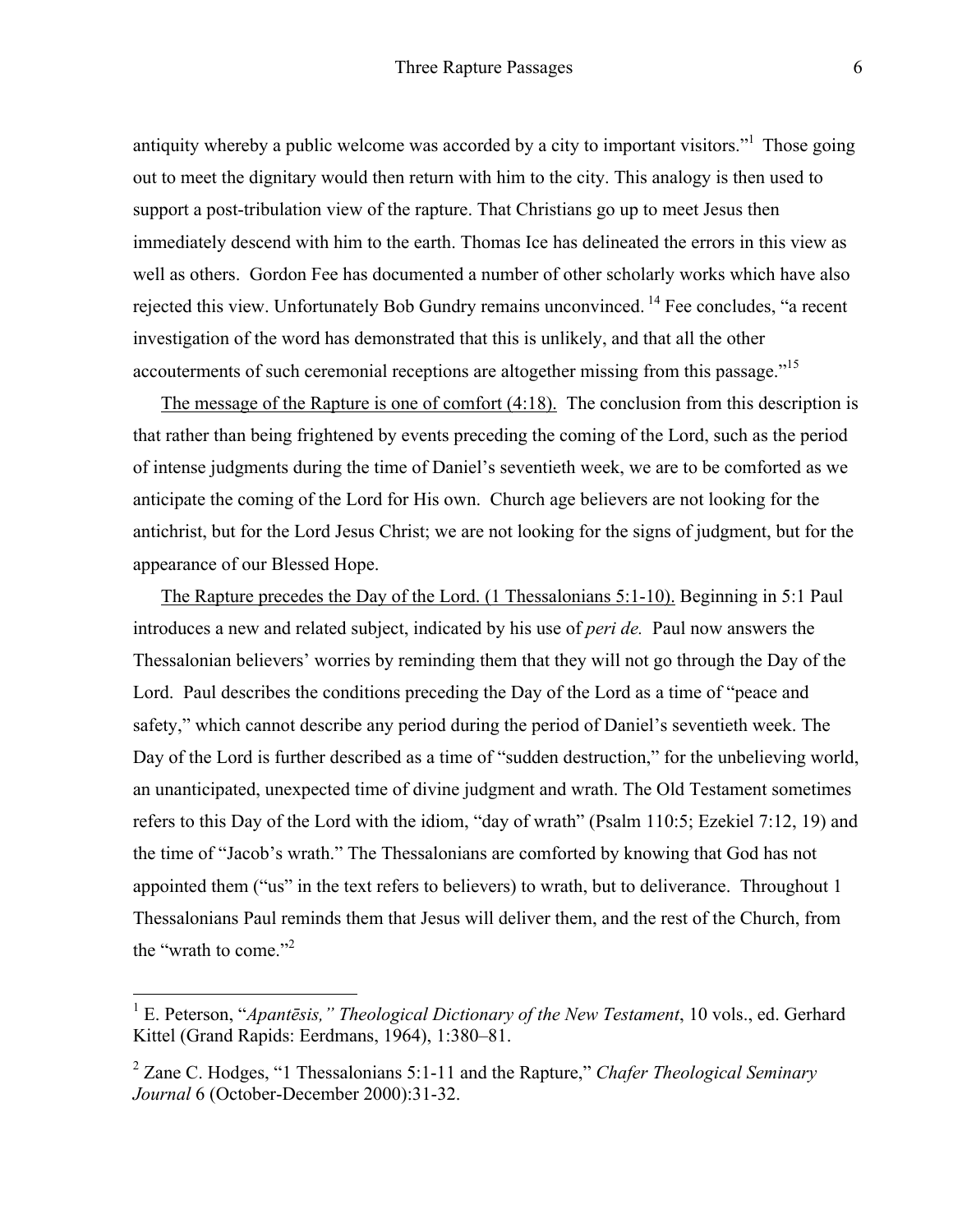antiquity whereby a public welcome was accorded by a city to important visitors."[1] Those going out to meet the dignitary would then return with him to the city. This analogy is then used to support a post-tribulation view of the rapture. That Christians go up to meet Jesus then immediately descend with him to the earth. Thomas Ice has delineated the errors in this view as well as others. Gordon Fee has documented a number of other scholarly works which have also rejected this view. Unfortunately Bob Gundry remains unconvinced. [14] Fee concludes, "a recent investigation of the word has demonstrated that this is unlikely, and that all the other accouterments of such ceremonial receptions are altogether missing from this passage."[15]

<u>The message of the Rapture is one of comfort (4:18).</u> The conclusion from this description is that rather than being frightened by events preceding the coming of the Lord, such as the period of intense judgments during the time of Daniel's seventieth week, we are to be comforted as we anticipate the coming of the Lord for His own. Church age believers are not looking for the antichrist, but for the Lord Jesus Christ; we are not looking for the signs of judgment, but for the appearance of our Blessed Hope.

<u>The Rapture precedes the Day of the Lord. (1 Thessalonians 5:1-10).</u> Beginning in 5:1 Paul introduces a new and related subject, indicated by his use of *peri de.* Paul now answers the Thessalonian believers' worries by reminding them that they will not go through the Day of the Lord. Paul describes the conditions preceding the Day of the Lord as a time of "peace and safety," which cannot describe any period during the period of Daniel's seventieth week. The Day of the Lord is further described as a time of "sudden destruction," for the unbelieving world, an unanticipated, unexpected time of divine judgment and wrath. The Old Testament sometimes refers to this Day of the Lord with the idiom, "day of wrath" (Psalm 110:5; Ezekiel 7:12, 19) and the time of "Jacob's wrath." The Thessalonians are comforted by knowing that God has not appointed them ("us" in the text refers to believers) to wrath, but to deliverance. Throughout 1 Thessalonians Paul reminds them that Jesus will deliver them, and the rest of the Church, from the "wrath to come."[2]

---

[1] E. Peterson, "*Apantēsis," Theological Dictionary of the New Testament*, 10 vols., ed. Gerhard Kittel (Grand Rapids: Eerdmans, 1964), 1:380–81.

[2] Zane C. Hodges, "1 Thessalonians 5:1-11 and the Rapture," *Chafer Theological Seminary Journal* 6 (October-December 2000):31-32.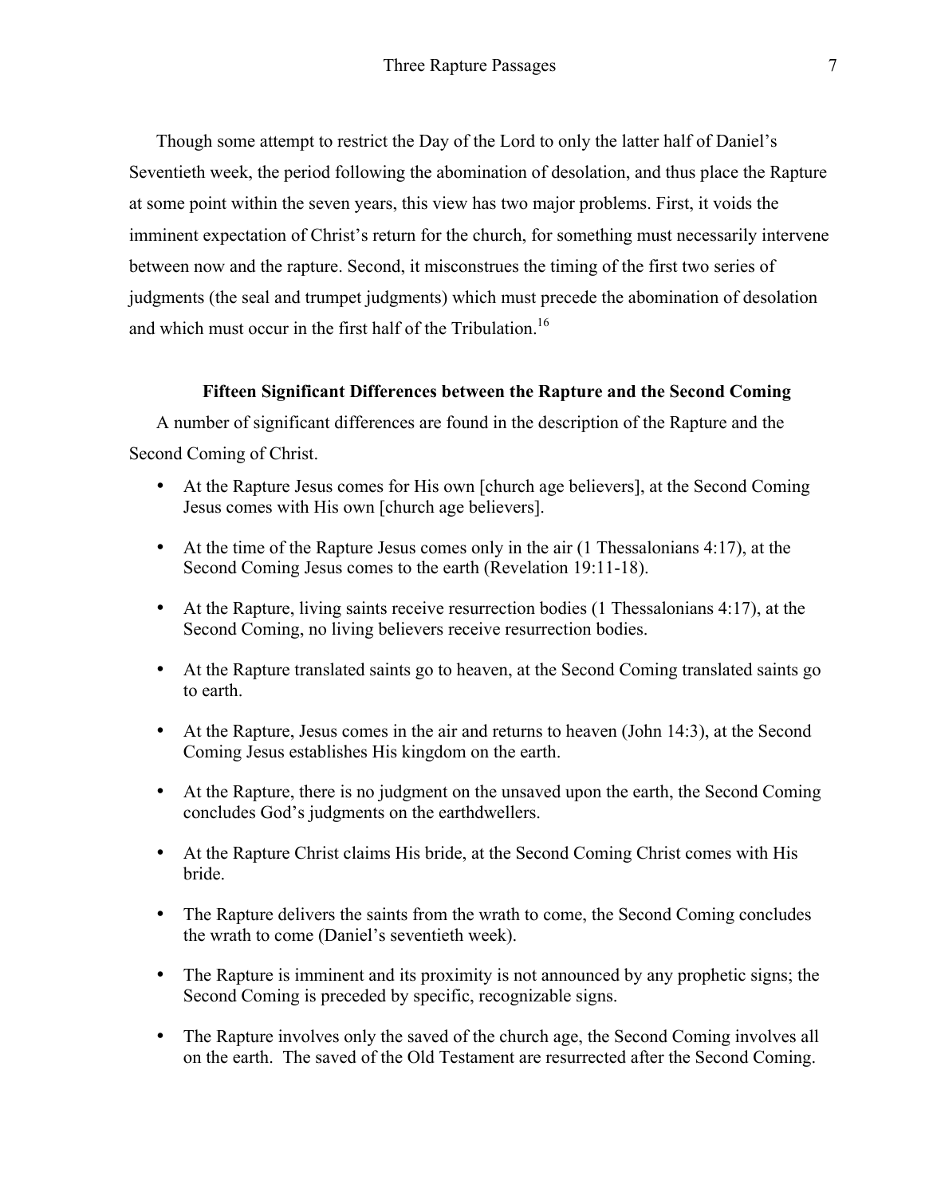Though some attempt to restrict the Day of the Lord to only the latter half of Daniel's Seventieth week, the period following the abomination of desolation, and thus place the Rapture at some point within the seven years, this view has two major problems. First, it voids the imminent expectation of Christ's return for the church, for something must necessarily intervene between now and the rapture. Second, it misconstrues the timing of the first two series of judgments (the seal and trumpet judgments) which must precede the abomination of desolation and which must occur in the first half of the Tribulation.[16]

### Fifteen Significant Differences between the Rapture and the Second Coming

A number of significant differences are found in the description of the Rapture and the Second Coming of Christ.

- At the Rapture Jesus comes for His own [church age believers], at the Second Coming Jesus comes with His own [church age believers].
- At the time of the Rapture Jesus comes only in the air (1 Thessalonians 4:17), at the Second Coming Jesus comes to the earth (Revelation 19:11-18).
- At the Rapture, living saints receive resurrection bodies (1 Thessalonians 4:17), at the Second Coming, no living believers receive resurrection bodies.
- At the Rapture translated saints go to heaven, at the Second Coming translated saints go to earth.
- At the Rapture, Jesus comes in the air and returns to heaven (John 14:3), at the Second Coming Jesus establishes His kingdom on the earth.
- At the Rapture, there is no judgment on the unsaved upon the earth, the Second Coming concludes God's judgments on the earthdwellers.
- At the Rapture Christ claims His bride, at the Second Coming Christ comes with His bride.
- The Rapture delivers the saints from the wrath to come, the Second Coming concludes the wrath to come (Daniel's seventieth week).
- The Rapture is imminent and its proximity is not announced by any prophetic signs; the Second Coming is preceded by specific, recognizable signs.
- The Rapture involves only the saved of the church age, the Second Coming involves all on the earth. The saved of the Old Testament are resurrected after the Second Coming.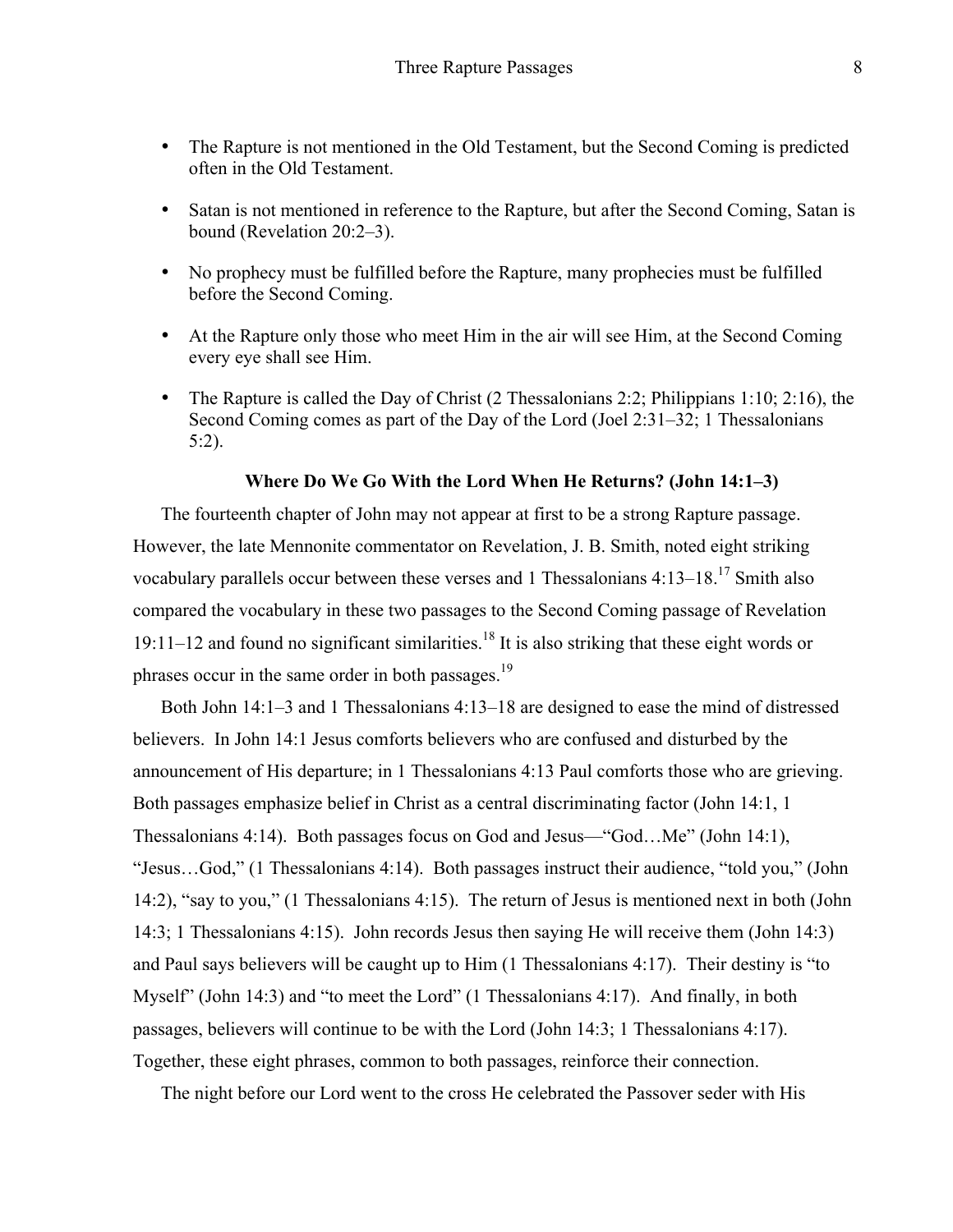- The Rapture is not mentioned in the Old Testament, but the Second Coming is predicted often in the Old Testament.

- Satan is not mentioned in reference to the Rapture, but after the Second Coming, Satan is bound (Revelation 20:2–3).

- No prophecy must be fulfilled before the Rapture, many prophecies must be fulfilled before the Second Coming.

- At the Rapture only those who meet Him in the air will see Him, at the Second Coming every eye shall see Him.

- The Rapture is called the Day of Christ (2 Thessalonians 2:2; Philippians 1:10; 2:16), the Second Coming comes as part of the Day of the Lord (Joel 2:31–32; 1 Thessalonians 5:2).

**Where Do We Go With the Lord When He Returns? (John 14:1–3)**

The fourteenth chapter of John may not appear at first to be a strong Rapture passage. However, the late Mennonite commentator on Revelation, J. B. Smith, noted eight striking vocabulary parallels occur between these verses and 1 Thessalonians 4:13–18.[17] Smith also compared the vocabulary in these two passages to the Second Coming passage of Revelation 19:11–12 and found no significant similarities.[18] It is also striking that these eight words or phrases occur in the same order in both passages.[19]

Both John 14:1–3 and 1 Thessalonians 4:13–18 are designed to ease the mind of distressed believers. In John 14:1 Jesus comforts believers who are confused and disturbed by the announcement of His departure; in 1 Thessalonians 4:13 Paul comforts those who are grieving. Both passages emphasize belief in Christ as a central discriminating factor (John 14:1, 1 Thessalonians 4:14). Both passages focus on God and Jesus—"God…Me" (John 14:1), "Jesus…God," (1 Thessalonians 4:14). Both passages instruct their audience, "told you," (John 14:2), "say to you," (1 Thessalonians 4:15). The return of Jesus is mentioned next in both (John 14:3; 1 Thessalonians 4:15). John records Jesus then saying He will receive them (John 14:3) and Paul says believers will be caught up to Him (1 Thessalonians 4:17). Their destiny is "to Myself" (John 14:3) and "to meet the Lord" (1 Thessalonians 4:17). And finally, in both passages, believers will continue to be with the Lord (John 14:3; 1 Thessalonians 4:17). Together, these eight phrases, common to both passages, reinforce their connection.

The night before our Lord went to the cross He celebrated the Passover seder with His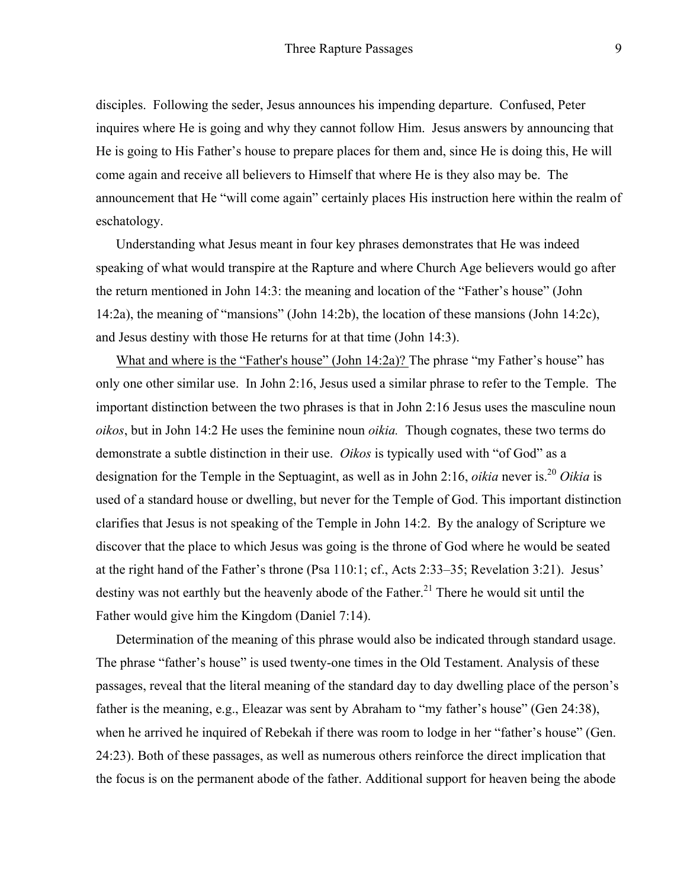disciples. Following the seder, Jesus announces his impending departure. Confused, Peter inquires where He is going and why they cannot follow Him. Jesus answers by announcing that He is going to His Father's house to prepare places for them and, since He is doing this, He will come again and receive all believers to Himself that where He is they also may be. The announcement that He "will come again" certainly places His instruction here within the realm of eschatology.

Understanding what Jesus meant in four key phrases demonstrates that He was indeed speaking of what would transpire at the Rapture and where Church Age believers would go after the return mentioned in John 14:3: the meaning and location of the "Father's house" (John 14:2a), the meaning of "mansions" (John 14:2b), the location of these mansions (John 14:2c), and Jesus destiny with those He returns for at that time (John 14:3).

<u>What and where is the "Father's house" (John 14:2a)?</u> The phrase "my Father's house" has only one other similar use. In John 2:16, Jesus used a similar phrase to refer to the Temple. The important distinction between the two phrases is that in John 2:16 Jesus uses the masculine noun *oikos*, but in John 14:2 He uses the feminine noun *oikia.* Though cognates, these two terms do demonstrate a subtle distinction in their use. *Oikos* is typically used with "of God" as a designation for the Temple in the Septuagint, as well as in John 2:16, *oikia* never is.[20] *Oikia* is used of a standard house or dwelling, but never for the Temple of God. This important distinction clarifies that Jesus is not speaking of the Temple in John 14:2. By the analogy of Scripture we discover that the place to which Jesus was going is the throne of God where he would be seated at the right hand of the Father's throne (Psa 110:1; cf., Acts 2:33–35; Revelation 3:21). Jesus' destiny was not earthly but the heavenly abode of the Father.[21] There he would sit until the Father would give him the Kingdom (Daniel 7:14).

Determination of the meaning of this phrase would also be indicated through standard usage. The phrase "father's house" is used twenty-one times in the Old Testament. Analysis of these passages, reveal that the literal meaning of the standard day to day dwelling place of the person's father is the meaning, e.g., Eleazar was sent by Abraham to "my father's house" (Gen 24:38), when he arrived he inquired of Rebekah if there was room to lodge in her "father's house" (Gen. 24:23). Both of these passages, as well as numerous others reinforce the direct implication that the focus is on the permanent abode of the father. Additional support for heaven being the abode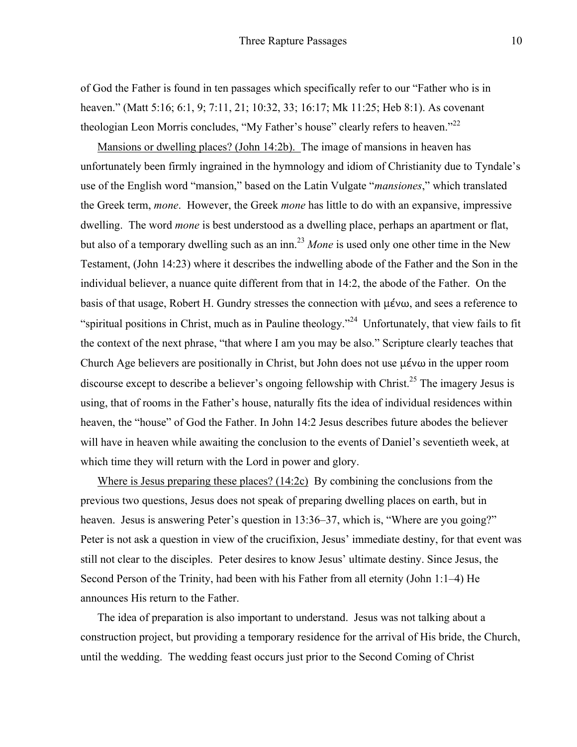of God the Father is found in ten passages which specifically refer to our "Father who is in heaven." (Matt 5:16; 6:1, 9; 7:11, 21; 10:32, 33; 16:17; Mk 11:25; Heb 8:1). As covenant theologian Leon Morris concludes, "My Father's house" clearly refers to heaven."[22]

Mansions or dwelling places? (John 14:2b). The image of mansions in heaven has unfortunately been firmly ingrained in the hymnology and idiom of Christianity due to Tyndale's use of the English word "mansion," based on the Latin Vulgate "*mansiones*," which translated the Greek term, *mone*. However, the Greek *mone* has little to do with an expansive, impressive dwelling. The word *mone* is best understood as a dwelling place, perhaps an apartment or flat, but also of a temporary dwelling such as an inn.[23] *Mone* is used only one other time in the New Testament, (John 14:23) where it describes the indwelling abode of the Father and the Son in the individual believer, a nuance quite different from that in 14:2, the abode of the Father. On the basis of that usage, Robert H. Gundry stresses the connection with μένω, and sees a reference to "spiritual positions in Christ, much as in Pauline theology."[24] Unfortunately, that view fails to fit the context of the next phrase, "that where I am you may be also." Scripture clearly teaches that Church Age believers are positionally in Christ, but John does not use μένω in the upper room discourse except to describe a believer's ongoing fellowship with Christ.[25] The imagery Jesus is using, that of rooms in the Father's house, naturally fits the idea of individual residences within heaven, the "house" of God the Father. In John 14:2 Jesus describes future abodes the believer will have in heaven while awaiting the conclusion to the events of Daniel's seventieth week, at which time they will return with the Lord in power and glory.

Where is Jesus preparing these places? (14:2c) By combining the conclusions from the previous two questions, Jesus does not speak of preparing dwelling places on earth, but in heaven. Jesus is answering Peter's question in 13:36–37, which is, "Where are you going?" Peter is not ask a question in view of the crucifixion, Jesus' immediate destiny, for that event was still not clear to the disciples. Peter desires to know Jesus' ultimate destiny. Since Jesus, the Second Person of the Trinity, had been with his Father from all eternity (John 1:1–4) He announces His return to the Father.

The idea of preparation is also important to understand. Jesus was not talking about a construction project, but providing a temporary residence for the arrival of His bride, the Church, until the wedding. The wedding feast occurs just prior to the Second Coming of Christ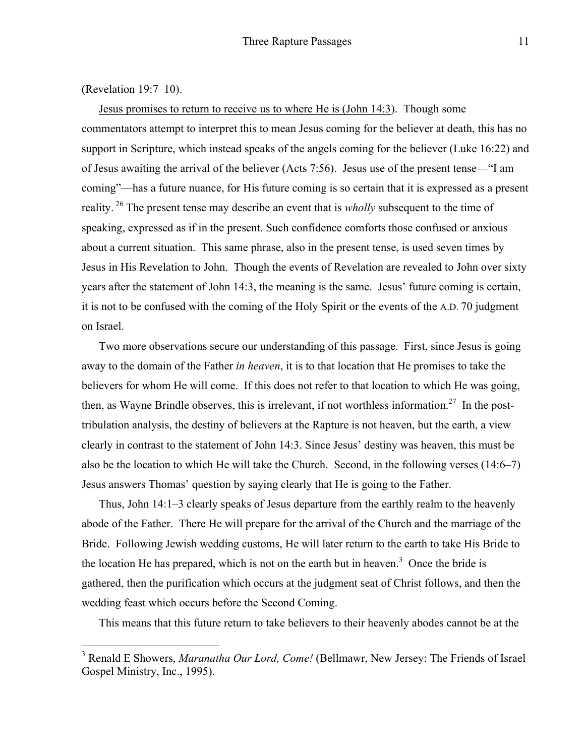(Revelation 19:7–10).

Jesus promises to return to receive us to where He is (John 14:3). Though some commentators attempt to interpret this to mean Jesus coming for the believer at death, this has no support in Scripture, which instead speaks of the angels coming for the believer (Luke 16:22) and of Jesus awaiting the arrival of the believer (Acts 7:56). Jesus use of the present tense—"I am coming"—has a future nuance, for His future coming is so certain that it is expressed as a present reality. [26] The present tense may describe an event that is *wholly* subsequent to the time of speaking, expressed as if in the present. Such confidence comforts those confused or anxious about a current situation. This same phrase, also in the present tense, is used seven times by Jesus in His Revelation to John. Though the events of Revelation are revealed to John over sixty years after the statement of John 14:3, the meaning is the same. Jesus' future coming is certain, it is not to be confused with the coming of the Holy Spirit or the events of the A.D. 70 judgment on Israel.

Two more observations secure our understanding of this passage. First, since Jesus is going away to the domain of the Father *in heaven*, it is to that location that He promises to take the believers for whom He will come. If this does not refer to that location to which He was going, then, as Wayne Brindle observes, this is irrelevant, if not worthless information.[27] In the post-tribulation analysis, the destiny of believers at the Rapture is not heaven, but the earth, a view clearly in contrast to the statement of John 14:3. Since Jesus' destiny was heaven, this must be also be the location to which He will take the Church. Second, in the following verses (14:6–7) Jesus answers Thomas' question by saying clearly that He is going to the Father.

Thus, John 14:1–3 clearly speaks of Jesus departure from the earthly realm to the heavenly abode of the Father. There He will prepare for the arrival of the Church and the marriage of the Bride. Following Jewish wedding customs, He will later return to the earth to take His Bride to the location He has prepared, which is not on the earth but in heaven.[3] Once the bride is gathered, then the purification which occurs at the judgment seat of Christ follows, and then the wedding feast which occurs before the Second Coming.

This means that this future return to take believers to their heavenly abodes cannot be at the

---

[3] Renald E Showers, *Maranatha Our Lord, Come!* (Bellmawr, New Jersey: The Friends of Israel Gospel Ministry, Inc., 1995).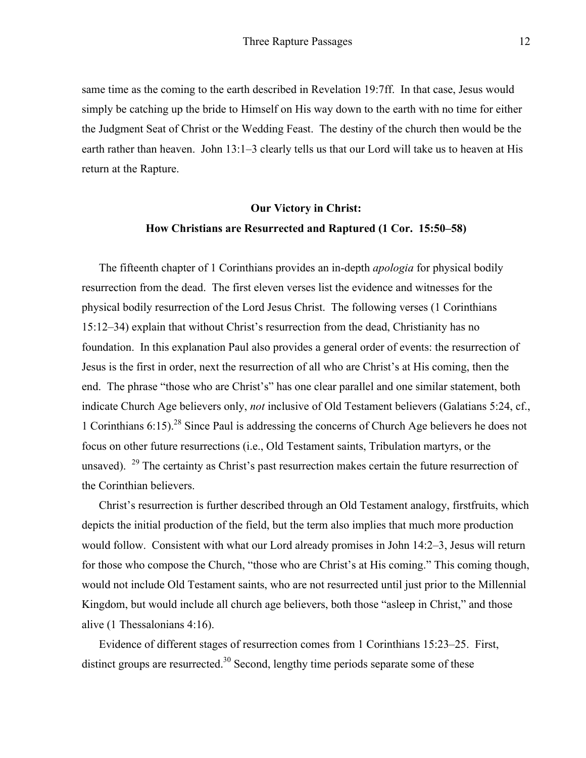same time as the coming to the earth described in Revelation 19:7ff. In that case, Jesus would simply be catching up the bride to Himself on His way down to the earth with no time for either the Judgment Seat of Christ or the Wedding Feast. The destiny of the church then would be the earth rather than heaven. John 13:1–3 clearly tells us that our Lord will take us to heaven at His return at the Rapture.

## Our Victory in Christ: How Christians are Resurrected and Raptured (1 Cor. 15:50–58)

The fifteenth chapter of 1 Corinthians provides an in-depth *apologia* for physical bodily resurrection from the dead. The first eleven verses list the evidence and witnesses for the physical bodily resurrection of the Lord Jesus Christ. The following verses (1 Corinthians 15:12–34) explain that without Christ's resurrection from the dead, Christianity has no foundation. In this explanation Paul also provides a general order of events: the resurrection of Jesus is the first in order, next the resurrection of all who are Christ's at His coming, then the end. The phrase "those who are Christ's" has one clear parallel and one similar statement, both indicate Church Age believers only, *not* inclusive of Old Testament believers (Galatians 5:24, cf., 1 Corinthians 6:15).[28] Since Paul is addressing the concerns of Church Age believers he does not focus on other future resurrections (i.e., Old Testament saints, Tribulation martyrs, or the unsaved). [29] The certainty as Christ's past resurrection makes certain the future resurrection of the Corinthian believers.

Christ's resurrection is further described through an Old Testament analogy, firstfruits, which depicts the initial production of the field, but the term also implies that much more production would follow. Consistent with what our Lord already promises in John 14:2–3, Jesus will return for those who compose the Church, "those who are Christ's at His coming." This coming though, would not include Old Testament saints, who are not resurrected until just prior to the Millennial Kingdom, but would include all church age believers, both those "asleep in Christ," and those alive (1 Thessalonians 4:16).

Evidence of different stages of resurrection comes from 1 Corinthians 15:23–25. First, distinct groups are resurrected.[30] Second, lengthy time periods separate some of these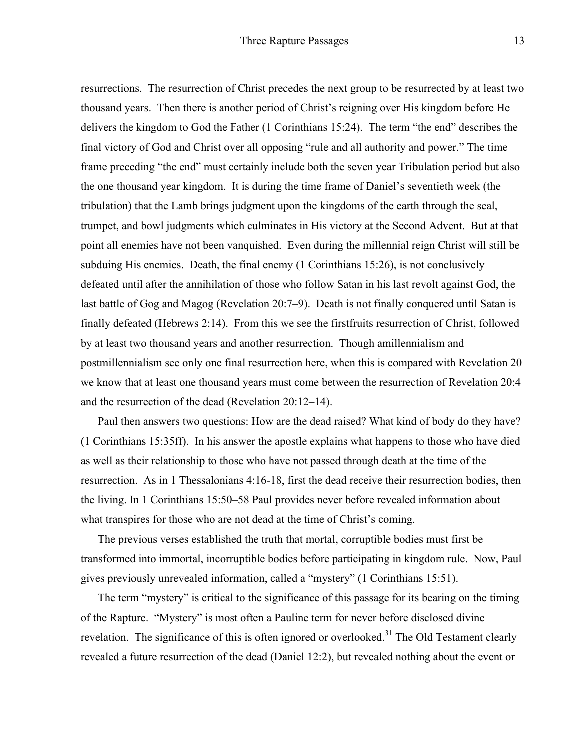resurrections. The resurrection of Christ precedes the next group to be resurrected by at least two thousand years. Then there is another period of Christ's reigning over His kingdom before He delivers the kingdom to God the Father (1 Corinthians 15:24). The term "the end" describes the final victory of God and Christ over all opposing "rule and all authority and power." The time frame preceding "the end" must certainly include both the seven year Tribulation period but also the one thousand year kingdom. It is during the time frame of Daniel's seventieth week (the tribulation) that the Lamb brings judgment upon the kingdoms of the earth through the seal, trumpet, and bowl judgments which culminates in His victory at the Second Advent. But at that point all enemies have not been vanquished. Even during the millennial reign Christ will still be subduing His enemies. Death, the final enemy (1 Corinthians 15:26), is not conclusively defeated until after the annihilation of those who follow Satan in his last revolt against God, the last battle of Gog and Magog (Revelation 20:7–9). Death is not finally conquered until Satan is finally defeated (Hebrews 2:14). From this we see the firstfruits resurrection of Christ, followed by at least two thousand years and another resurrection. Though amillennialism and postmillennialism see only one final resurrection here, when this is compared with Revelation 20 we know that at least one thousand years must come between the resurrection of Revelation 20:4 and the resurrection of the dead (Revelation 20:12–14).

Paul then answers two questions: How are the dead raised? What kind of body do they have? (1 Corinthians 15:35ff). In his answer the apostle explains what happens to those who have died as well as their relationship to those who have not passed through death at the time of the resurrection. As in 1 Thessalonians 4:16-18, first the dead receive their resurrection bodies, then the living. In 1 Corinthians 15:50–58 Paul provides never before revealed information about what transpires for those who are not dead at the time of Christ's coming.

The previous verses established the truth that mortal, corruptible bodies must first be transformed into immortal, incorruptible bodies before participating in kingdom rule. Now, Paul gives previously unrevealed information, called a "mystery" (1 Corinthians 15:51).

The term "mystery" is critical to the significance of this passage for its bearing on the timing of the Rapture. "Mystery" is most often a Pauline term for never before disclosed divine revelation. The significance of this is often ignored or overlooked.[31] The Old Testament clearly revealed a future resurrection of the dead (Daniel 12:2), but revealed nothing about the event or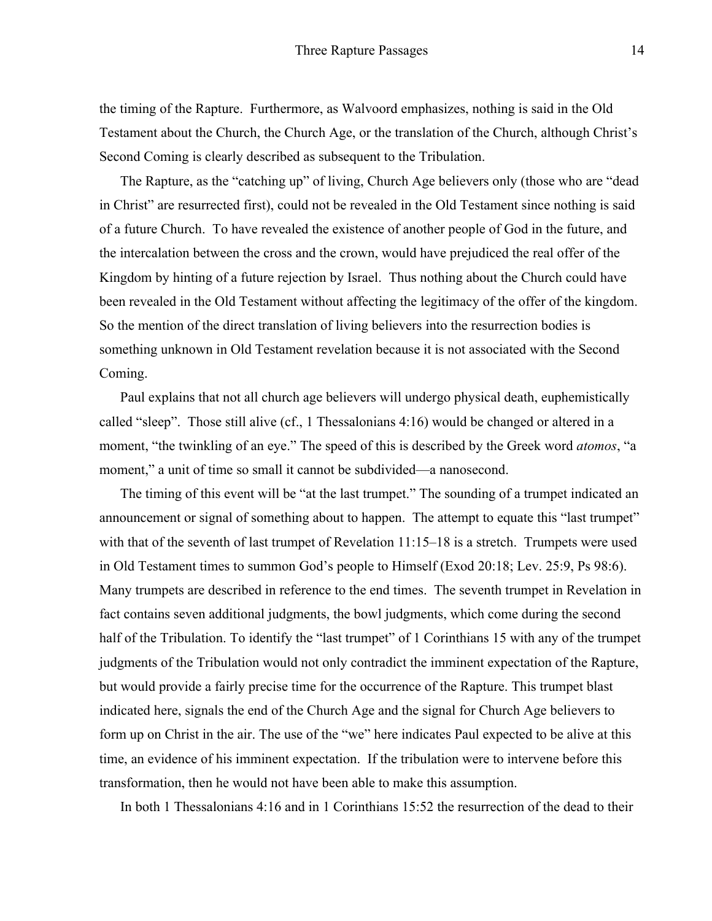the timing of the Rapture. Furthermore, as Walvoord emphasizes, nothing is said in the Old Testament about the Church, the Church Age, or the translation of the Church, although Christ's Second Coming is clearly described as subsequent to the Tribulation.

The Rapture, as the "catching up" of living, Church Age believers only (those who are "dead in Christ" are resurrected first), could not be revealed in the Old Testament since nothing is said of a future Church. To have revealed the existence of another people of God in the future, and the intercalation between the cross and the crown, would have prejudiced the real offer of the Kingdom by hinting of a future rejection by Israel. Thus nothing about the Church could have been revealed in the Old Testament without affecting the legitimacy of the offer of the kingdom. So the mention of the direct translation of living believers into the resurrection bodies is something unknown in Old Testament revelation because it is not associated with the Second Coming.

Paul explains that not all church age believers will undergo physical death, euphemistically called "sleep". Those still alive (cf., 1 Thessalonians 4:16) would be changed or altered in a moment, "the twinkling of an eye." The speed of this is described by the Greek word *atomos*, "a moment," a unit of time so small it cannot be subdivided—a nanosecond.

The timing of this event will be "at the last trumpet." The sounding of a trumpet indicated an announcement or signal of something about to happen. The attempt to equate this "last trumpet" with that of the seventh of last trumpet of Revelation 11:15–18 is a stretch. Trumpets were used in Old Testament times to summon God's people to Himself (Exod 20:18; Lev. 25:9, Ps 98:6). Many trumpets are described in reference to the end times. The seventh trumpet in Revelation in fact contains seven additional judgments, the bowl judgments, which come during the second half of the Tribulation. To identify the "last trumpet" of 1 Corinthians 15 with any of the trumpet judgments of the Tribulation would not only contradict the imminent expectation of the Rapture, but would provide a fairly precise time for the occurrence of the Rapture. This trumpet blast indicated here, signals the end of the Church Age and the signal for Church Age believers to form up on Christ in the air. The use of the "we" here indicates Paul expected to be alive at this time, an evidence of his imminent expectation. If the tribulation were to intervene before this transformation, then he would not have been able to make this assumption.

In both 1 Thessalonians 4:16 and in 1 Corinthians 15:52 the resurrection of the dead to their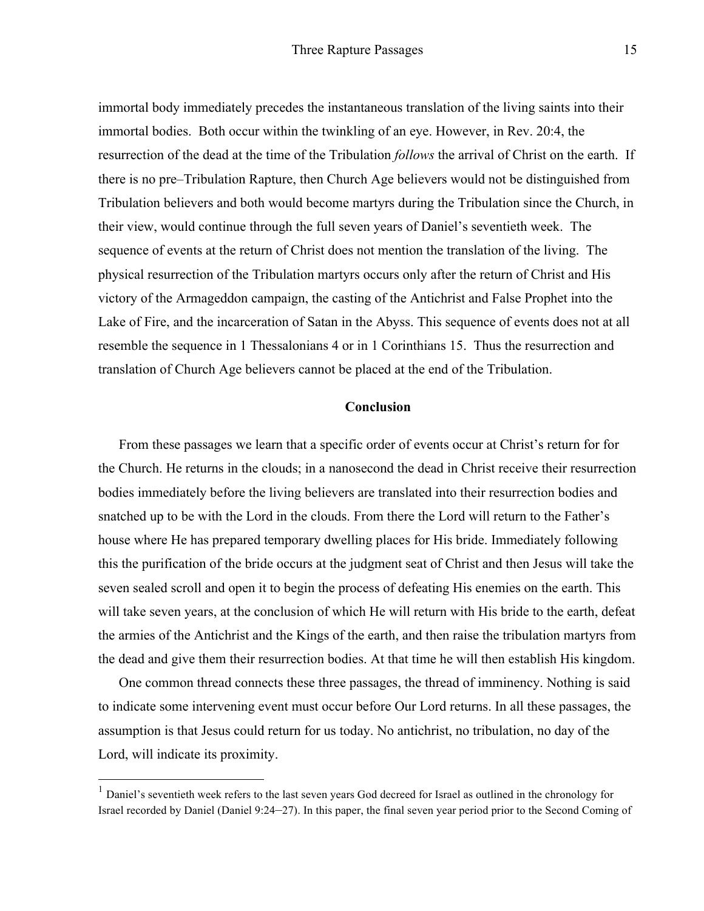immortal body immediately precedes the instantaneous translation of the living saints into their immortal bodies. Both occur within the twinkling of an eye. However, in Rev. 20:4, the resurrection of the dead at the time of the Tribulation *follows* the arrival of Christ on the earth. If there is no pre–Tribulation Rapture, then Church Age believers would not be distinguished from Tribulation believers and both would become martyrs during the Tribulation since the Church, in their view, would continue through the full seven years of Daniel's seventieth week. The sequence of events at the return of Christ does not mention the translation of the living. The physical resurrection of the Tribulation martyrs occurs only after the return of Christ and His victory of the Armageddon campaign, the casting of the Antichrist and False Prophet into the Lake of Fire, and the incarceration of Satan in the Abyss. This sequence of events does not at all resemble the sequence in 1 Thessalonians 4 or in 1 Corinthians 15. Thus the resurrection and translation of Church Age believers cannot be placed at the end of the Tribulation.

## Conclusion

From these passages we learn that a specific order of events occur at Christ's return for for the Church. He returns in the clouds; in a nanosecond the dead in Christ receive their resurrection bodies immediately before the living believers are translated into their resurrection bodies and snatched up to be with the Lord in the clouds. From there the Lord will return to the Father's house where He has prepared temporary dwelling places for His bride. Immediately following this the purification of the bride occurs at the judgment seat of Christ and then Jesus will take the seven sealed scroll and open it to begin the process of defeating His enemies on the earth. This will take seven years, at the conclusion of which He will return with His bride to the earth, defeat the armies of the Antichrist and the Kings of the earth, and then raise the tribulation martyrs from the dead and give them their resurrection bodies. At that time he will then establish His kingdom.

One common thread connects these three passages, the thread of imminency. Nothing is said to indicate some intervening event must occur before Our Lord returns. In all these passages, the assumption is that Jesus could return for us today. No antichrist, no tribulation, no day of the Lord, will indicate its proximity.

---

[1] Daniel's seventieth week refers to the last seven years God decreed for Israel as outlined in the chronology for Israel recorded by Daniel (Daniel 9:24–27). In this paper, the final seven year period prior to the Second Coming of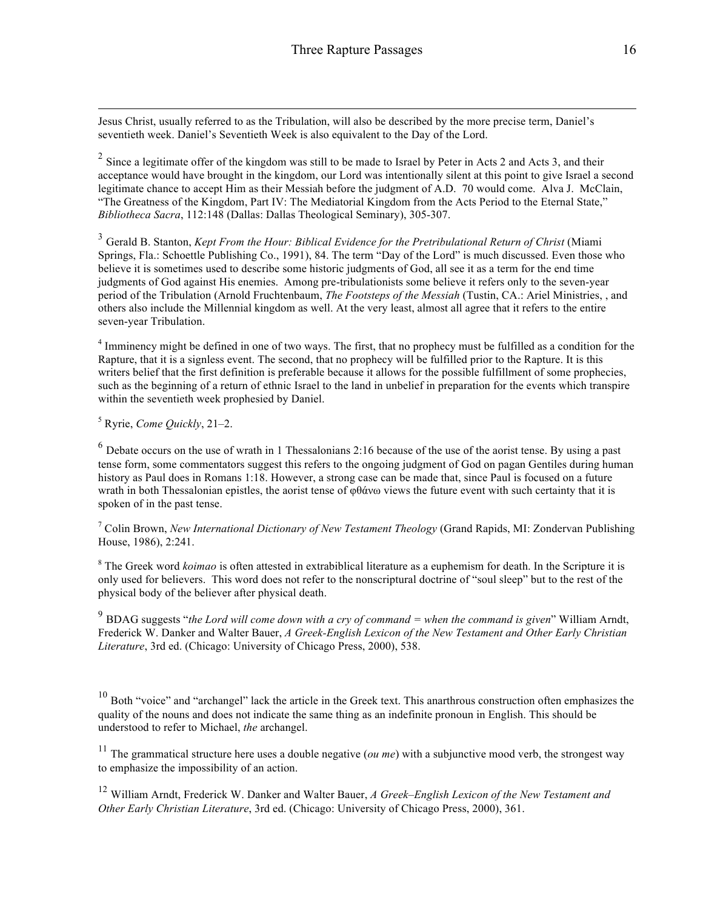Jesus Christ, usually referred to as the Tribulation, will also be described by the more precise term, Daniel's seventieth week. Daniel's Seventieth Week is also equivalent to the Day of the Lord.

[2] Since a legitimate offer of the kingdom was still to be made to Israel by Peter in Acts 2 and Acts 3, and their acceptance would have brought in the kingdom, our Lord was intentionally silent at this point to give Israel a second legitimate chance to accept Him as their Messiah before the judgment of A.D. 70 would come. Alva J. McClain, "The Greatness of the Kingdom, Part IV: The Mediatorial Kingdom from the Acts Period to the Eternal State," *Bibliotheca Sacra*, 112:148 (Dallas: Dallas Theological Seminary), 305-307.

[3] Gerald B. Stanton, *Kept From the Hour: Biblical Evidence for the Pretribulational Return of Christ* (Miami Springs, Fla.: Schoettle Publishing Co., 1991), 84. The term "Day of the Lord" is much discussed. Even those who believe it is sometimes used to describe some historic judgments of God, all see it as a term for the end time judgments of God against His enemies. Among pre-tribulationists some believe it refers only to the seven-year period of the Tribulation (Arnold Fruchtenbaum, *The Footsteps of the Messiah* (Tustin, CA.: Ariel Ministries, , and others also include the Millennial kingdom as well. At the very least, almost all agree that it refers to the entire seven-year Tribulation.

[4] Imminency might be defined in one of two ways. The first, that no prophecy must be fulfilled as a condition for the Rapture, that it is a signless event. The second, that no prophecy will be fulfilled prior to the Rapture. It is this writers belief that the first definition is preferable because it allows for the possible fulfillment of some prophecies, such as the beginning of a return of ethnic Israel to the land in unbelief in preparation for the events which transpire within the seventieth week prophesied by Daniel.

[5] Ryrie, *Come Quickly*, 21–2.

[6] Debate occurs on the use of wrath in 1 Thessalonians 2:16 because of the use of the aorist tense. By using a past tense form, some commentators suggest this refers to the ongoing judgment of God on pagan Gentiles during human history as Paul does in Romans 1:18. However, a strong case can be made that, since Paul is focused on a future wrath in both Thessalonian epistles, the aorist tense of φθάνω views the future event with such certainty that it is spoken of in the past tense.

[7] Colin Brown, *New International Dictionary of New Testament Theology* (Grand Rapids, MI: Zondervan Publishing House, 1986), 2:241.

[8] The Greek word *koimao* is often attested in extrabiblical literature as a euphemism for death. In the Scripture it is only used for believers. This word does not refer to the nonscriptural doctrine of "soul sleep" but to the rest of the physical body of the believer after physical death.

[9] BDAG suggests "*the Lord will come down with a cry of command = when the command is given*" William Arndt, Frederick W. Danker and Walter Bauer, *A Greek-English Lexicon of the New Testament and Other Early Christian Literature*, 3rd ed. (Chicago: University of Chicago Press, 2000), 538.

[10] Both "voice" and "archangel" lack the article in the Greek text. This anarthrous construction often emphasizes the quality of the nouns and does not indicate the same thing as an indefinite pronoun in English. This should be understood to refer to Michael, *the* archangel.

[11] The grammatical structure here uses a double negative (*ou me*) with a subjunctive mood verb, the strongest way to emphasize the impossibility of an action.

[12] William Arndt, Frederick W. Danker and Walter Bauer, *A Greek–English Lexicon of the New Testament and Other Early Christian Literature*, 3rd ed. (Chicago: University of Chicago Press, 2000), 361.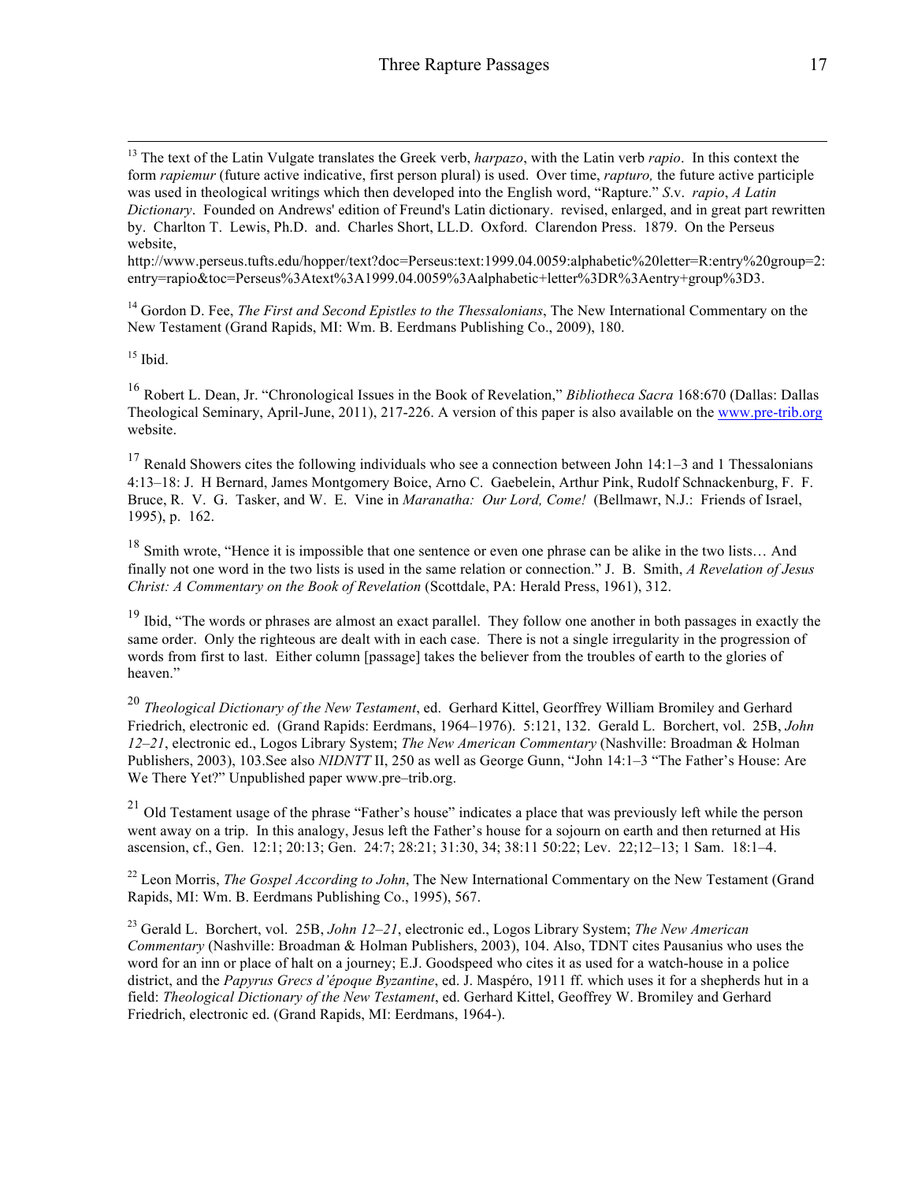[13] The text of the Latin Vulgate translates the Greek verb, *harpazo*, with the Latin verb *rapio*. In this context the form *rapiemur* (future active indicative, first person plural) is used. Over time, *rapturo,* the future active participle was used in theological writings which then developed into the English word, "Rapture." *S*.v. *rapio*, *A Latin Dictionary*. Founded on Andrews' edition of Freund's Latin dictionary. revised, enlarged, and in great part rewritten by. Charlton T. Lewis, Ph.D. and. Charles Short, LL.D. Oxford. Clarendon Press. 1879. On the Perseus website, http://www.perseus.tufts.edu/hopper/text?doc=Perseus:text:1999.04.0059:alphabetic%20letter=R:entry%20group=2:entry=rapio&toc=Perseus%3Atext%3A1999.04.0059%3Aalphabetic+letter%3DR%3Aentry+group%3D3.

[14] Gordon D. Fee, *The First and Second Epistles to the Thessalonians*, The New International Commentary on the New Testament (Grand Rapids, MI: Wm. B. Eerdmans Publishing Co., 2009), 180.

[15] Ibid.

[16] Robert L. Dean, Jr. "Chronological Issues in the Book of Revelation," *Bibliotheca Sacra* 168:670 (Dallas: Dallas Theological Seminary, April-June, 2011), 217-226. A version of this paper is also available on the www.pre-trib.org website.

[17] Renald Showers cites the following individuals who see a connection between John 14:1–3 and 1 Thessalonians 4:13–18: J. H Bernard, James Montgomery Boice, Arno C. Gaebelein, Arthur Pink, Rudolf Schnackenburg, F. F. Bruce, R. V. G. Tasker, and W. E. Vine in *Maranatha: Our Lord, Come!* (Bellmawr, N.J.: Friends of Israel, 1995), p. 162.

[18] Smith wrote, "Hence it is impossible that one sentence or even one phrase can be alike in the two lists… And finally not one word in the two lists is used in the same relation or connection." J. B. Smith, *A Revelation of Jesus Christ: A Commentary on the Book of Revelation* (Scottdale, PA: Herald Press, 1961), 312.

[19] Ibid, "The words or phrases are almost an exact parallel. They follow one another in both passages in exactly the same order. Only the righteous are dealt with in each case. There is not a single irregularity in the progression of words from first to last. Either column [passage] takes the believer from the troubles of earth to the glories of heaven."

[20] *Theological Dictionary of the New Testament*, ed. Gerhard Kittel, Georffrey William Bromiley and Gerhard Friedrich, electronic ed. (Grand Rapids: Eerdmans, 1964–1976). 5:121, 132. Gerald L. Borchert, vol. 25B, *John 12–21*, electronic ed., Logos Library System; *The New American Commentary* (Nashville: Broadman & Holman Publishers, 2003), 103.See also *NIDNTT* II, 250 as well as George Gunn, "John 14:1–3 "The Father's House: Are We There Yet?" Unpublished paper www.pre–trib.org.

[21] Old Testament usage of the phrase "Father's house" indicates a place that was previously left while the person went away on a trip. In this analogy, Jesus left the Father's house for a sojourn on earth and then returned at His ascension, cf., Gen. 12:1; 20:13; Gen. 24:7; 28:21; 31:30, 34; 38:11 50:22; Lev. 22;12–13; 1 Sam. 18:1–4.

[22] Leon Morris, *The Gospel According to John*, The New International Commentary on the New Testament (Grand Rapids, MI: Wm. B. Eerdmans Publishing Co., 1995), 567.

[23] Gerald L. Borchert, vol. 25B, *John 12–21*, electronic ed., Logos Library System; *The New American Commentary* (Nashville: Broadman & Holman Publishers, 2003), 104. Also, TDNT cites Pausanius who uses the word for an inn or place of halt on a journey; E.J. Goodspeed who cites it as used for a watch-house in a police district, and the *Papyrus Grecs d'époque Byzantine*, ed. J. Maspéro, 1911 ff. which uses it for a shepherds hut in a field: *Theological Dictionary of the New Testament*, ed. Gerhard Kittel, Geoffrey W. Bromiley and Gerhard Friedrich, electronic ed. (Grand Rapids, MI: Eerdmans, 1964-).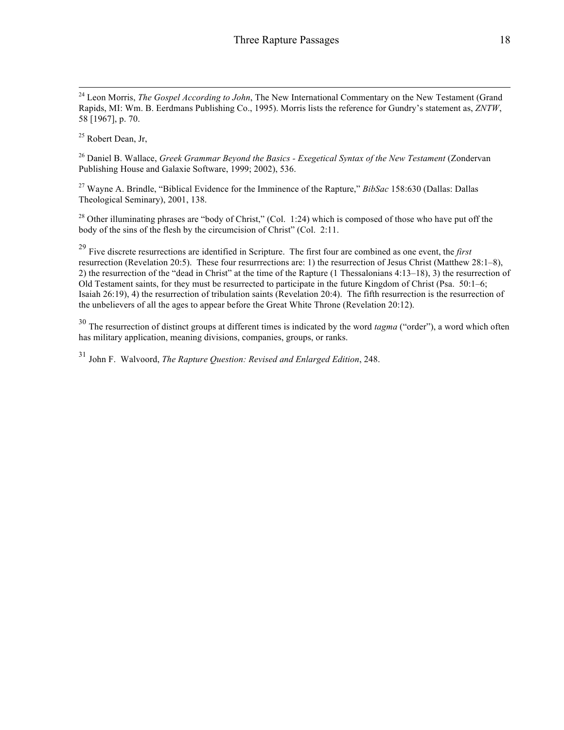[24] Leon Morris, *The Gospel According to John*, The New International Commentary on the New Testament (Grand Rapids, MI: Wm. B. Eerdmans Publishing Co., 1995). Morris lists the reference for Gundry's statement as, *ZNTW*, 58 [1967], p. 70.

[25] Robert Dean, Jr,

[26] Daniel B. Wallace, *Greek Grammar Beyond the Basics - Exegetical Syntax of the New Testament* (Zondervan Publishing House and Galaxie Software, 1999; 2002), 536.

[27] Wayne A. Brindle, "Biblical Evidence for the Imminence of the Rapture," *BibSac* 158:630 (Dallas: Dallas Theological Seminary), 2001, 138.

[28] Other illuminating phrases are "body of Christ," (Col. 1:24) which is composed of those who have put off the body of the sins of the flesh by the circumcision of Christ" (Col. 2:11.

[29] Five discrete resurrections are identified in Scripture. The first four are combined as one event, the *first* resurrection (Revelation 20:5). These four resurrrections are: 1) the resurrection of Jesus Christ (Matthew 28:1–8), 2) the resurrection of the "dead in Christ" at the time of the Rapture (1 Thessalonians 4:13–18), 3) the resurrection of Old Testament saints, for they must be resurrected to participate in the future Kingdom of Christ (Psa. 50:1–6; Isaiah 26:19), 4) the resurrection of tribulation saints (Revelation 20:4). The fifth resurrection is the resurrection of the unbelievers of all the ages to appear before the Great White Throne (Revelation 20:12).

[30] The resurrection of distinct groups at different times is indicated by the word *tagma* ("order"), a word which often has military application, meaning divisions, companies, groups, or ranks.

[31] John F. Walvoord, *The Rapture Question: Revised and Enlarged Edition*, 248.